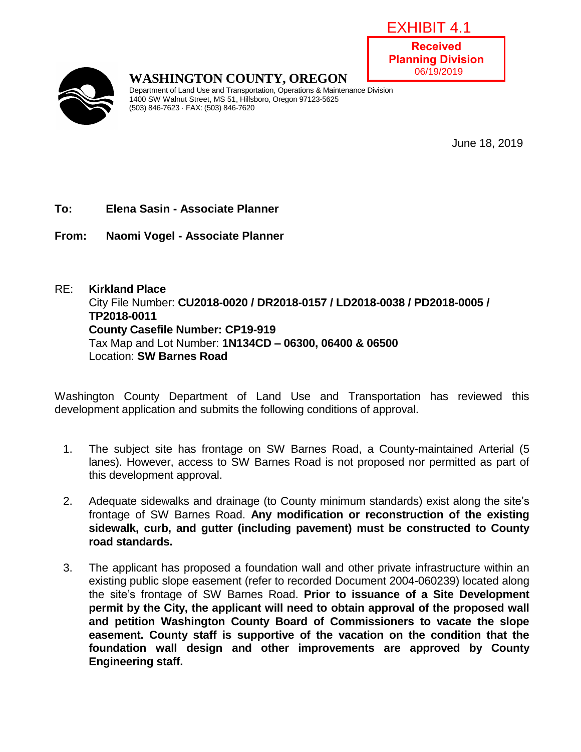EXHIBIT 4.1

**Received**
**Planning Division**
06/19/2019

# WASHINGTON COUNTY, OREGON

Department of Land Use and Transportation, Operations & Maintenance Division
1400 SW Walnut Street, MS 51, Hillsboro, Oregon 97123-5625
(503) 846-7623 · FAX: (503) 846-7620

June 18, 2019

**To:** **Elena Sasin - Associate Planner**

**From:** **Naomi Vogel - Associate Planner**

RE: **Kirkland Place**
City File Number: **CU2018-0020 / DR2018-0157 / LD2018-0038 / PD2018-0005 / TP2018-0011**
**County Casefile Number: CP19-919**
Tax Map and Lot Number: **1N134CD – 06300, 06400 & 06500**
Location: **SW Barnes Road**

Washington County Department of Land Use and Transportation has reviewed this development application and submits the following conditions of approval.

1. The subject site has frontage on SW Barnes Road, a County-maintained Arterial (5 lanes). However, access to SW Barnes Road is not proposed nor permitted as part of this development approval.

2. Adequate sidewalks and drainage (to County minimum standards) exist along the site's frontage of SW Barnes Road. **Any modification or reconstruction of the existing sidewalk, curb, and gutter (including pavement) must be constructed to County road standards.**

3. The applicant has proposed a foundation wall and other private infrastructure within an existing public slope easement (refer to recorded Document 2004-060239) located along the site's frontage of SW Barnes Road. **Prior to issuance of a Site Development permit by the City, the applicant will need to obtain approval of the proposed wall and petition Washington County Board of Commissioners to vacate the slope easement. County staff is supportive of the vacation on the condition that the foundation wall design and other improvements are approved by County Engineering staff.**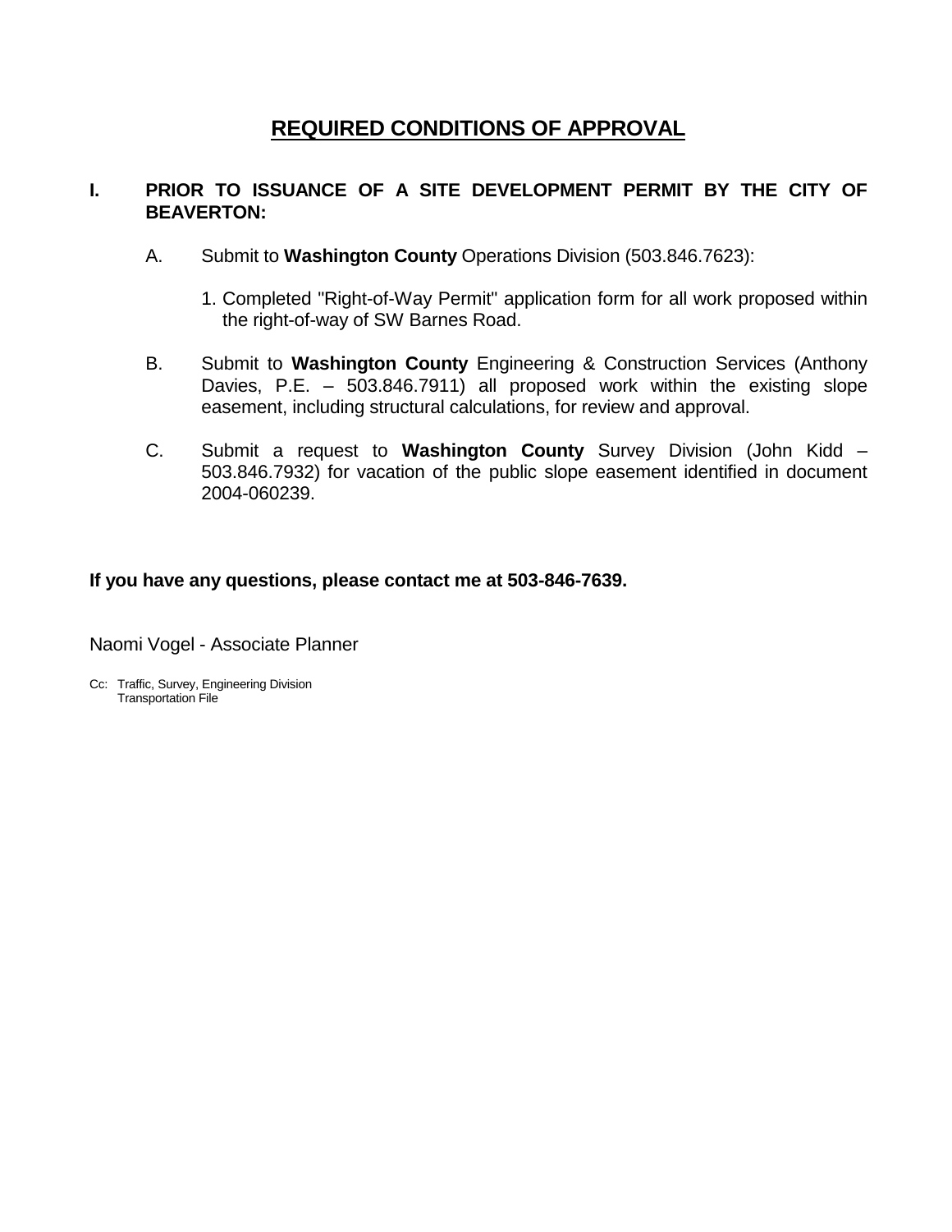# REQUIRED CONDITIONS OF APPROVAL

## I. PRIOR TO ISSUANCE OF A SITE DEVELOPMENT PERMIT BY THE CITY OF BEAVERTON:

A. Submit to **Washington County** Operations Division (503.846.7623):

1. Completed "Right-of-Way Permit" application form for all work proposed within the right-of-way of SW Barnes Road.

B. Submit to **Washington County** Engineering & Construction Services (Anthony Davies, P.E. – 503.846.7911) all proposed work within the existing slope easement, including structural calculations, for review and approval.

C. Submit a request to **Washington County** Survey Division (John Kidd – 503.846.7932) for vacation of the public slope easement identified in document 2004-060239.

**If you have any questions, please contact me at 503-846-7639.**

Naomi Vogel - Associate Planner

Cc: Traffic, Survey, Engineering Division
Transportation File